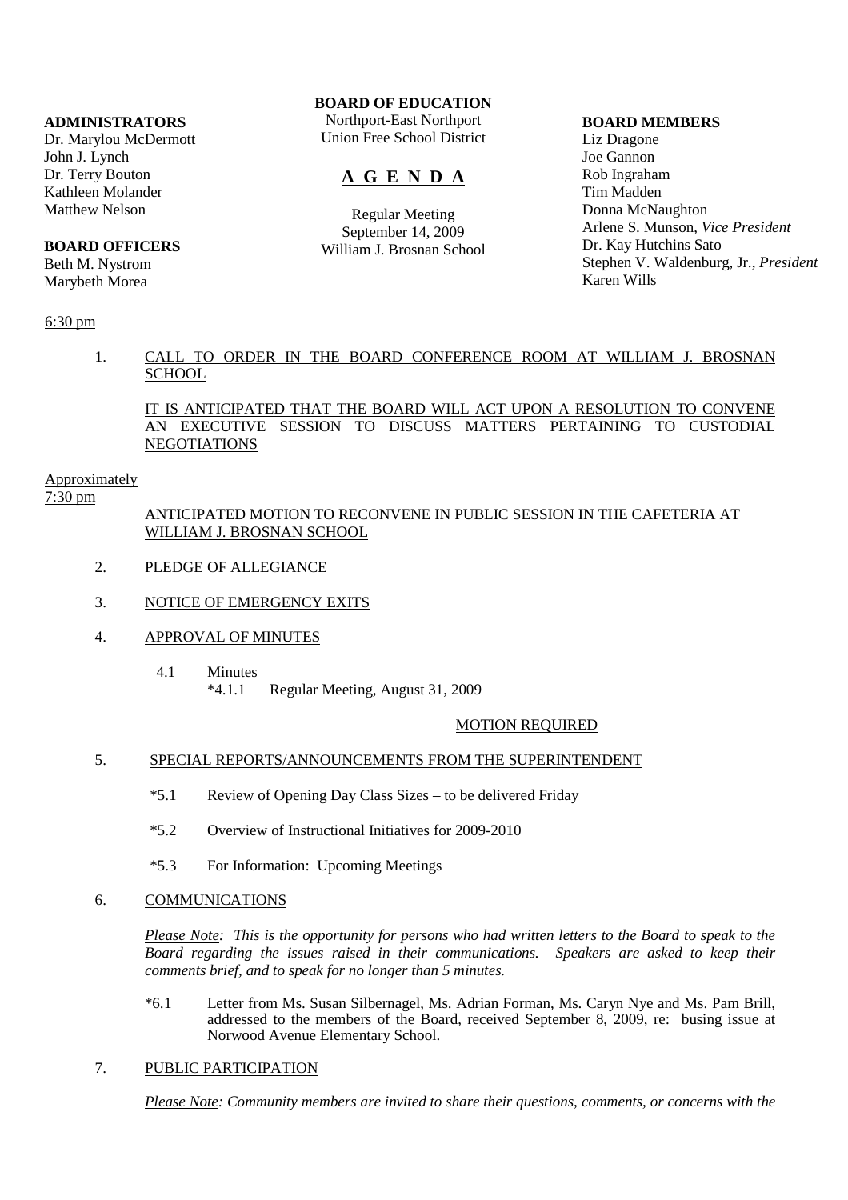**ADMINISTRATORS**
Dr. Marylou McDermott
John J. Lynch
Dr. Terry Bouton
Kathleen Molander
Matthew Nelson

**BOARD OFFICERS**
Beth M. Nystrom
Marybeth Morea

**BOARD OF EDUCATION**
Northport-East Northport
Union Free School District

# A G E N D A

Regular Meeting
September 14, 2009
William J. Brosnan School

**BOARD MEMBERS**
Liz Dragone
Joe Gannon
Rob Ingraham
Tim Madden
Donna McNaughton
Arlene S. Munson, *Vice President*
Dr. Kay Hutchins Sato
Stephen V. Waldenburg, Jr., *President*
Karen Wills

6:30 pm

1. CALL TO ORDER IN THE BOARD CONFERENCE ROOM AT WILLIAM J. BROSNAN SCHOOL

   IT IS ANTICIPATED THAT THE BOARD WILL ACT UPON A RESOLUTION TO CONVENE AN EXECUTIVE SESSION TO DISCUSS MATTERS PERTAINING TO CUSTODIAL NEGOTIATIONS

Approximately
7:30 pm

ANTICIPATED MOTION TO RECONVENE IN PUBLIC SESSION IN THE CAFETERIA AT WILLIAM J. BROSNAN SCHOOL

2. PLEDGE OF ALLEGIANCE

3. NOTICE OF EMERGENCY EXITS

4. APPROVAL OF MINUTES

   4.1 Minutes
   *4.1.1 Regular Meeting, August 31, 2009

   MOTION REQUIRED

5. SPECIAL REPORTS/ANNOUNCEMENTS FROM THE SUPERINTENDENT

   *5.1 Review of Opening Day Class Sizes – to be delivered Friday

   *5.2 Overview of Instructional Initiatives for 2009-2010

   *5.3 For Information: Upcoming Meetings

6. COMMUNICATIONS

   *Please Note: This is the opportunity for persons who had written letters to the Board to speak to the Board regarding the issues raised in their communications. Speakers are asked to keep their comments brief, and to speak for no longer than 5 minutes.*

   *6.1 Letter from Ms. Susan Silbernagel, Ms. Adrian Forman, Ms. Caryn Nye and Ms. Pam Brill, addressed to the members of the Board, received September 8, 2009, re: busing issue at Norwood Avenue Elementary School.

7. PUBLIC PARTICIPATION

   *Please Note: Community members are invited to share their questions, comments, or concerns with the*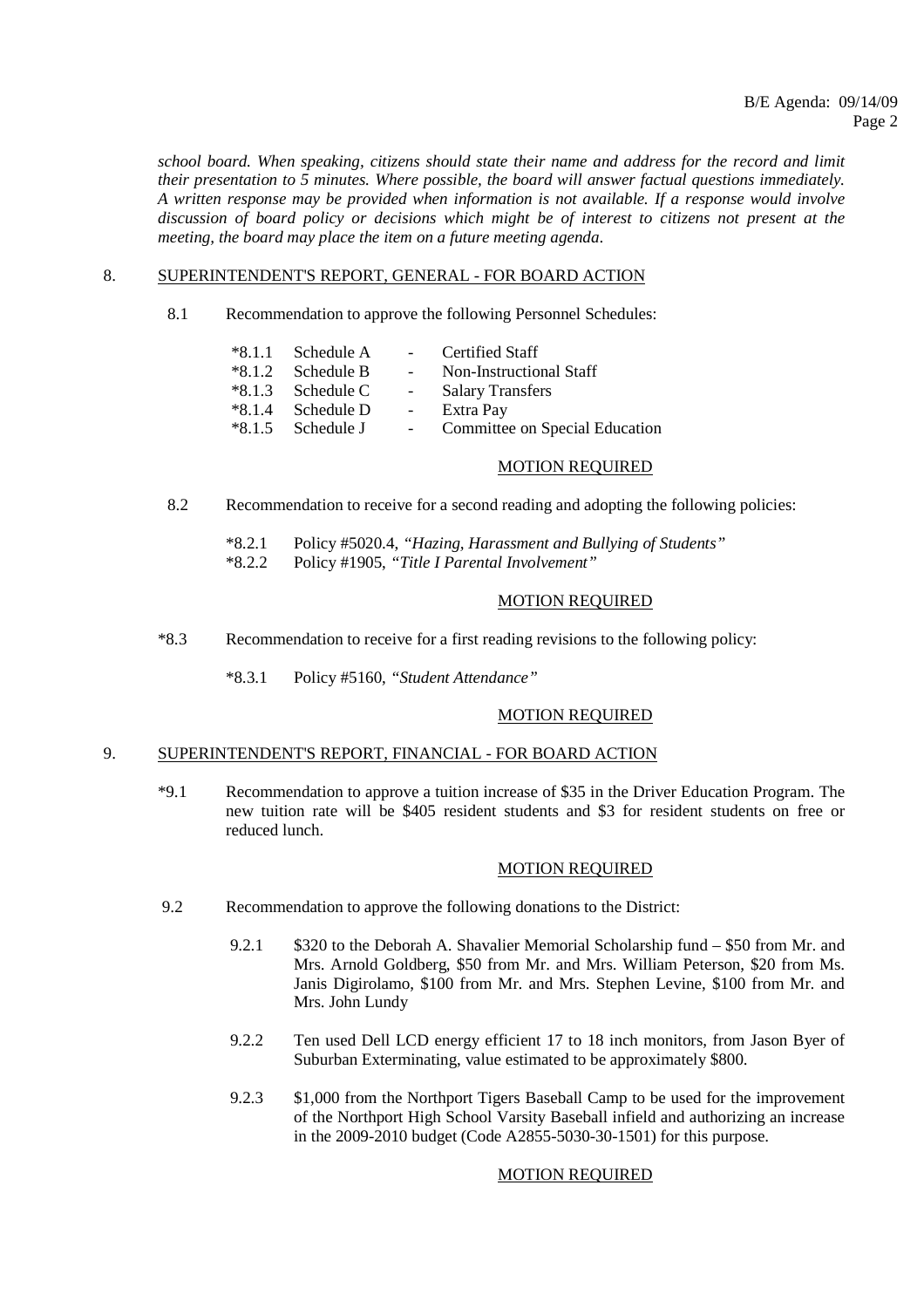*school board. When speaking, citizens should state their name and address for the record and limit their presentation to 5 minutes. Where possible, the board will answer factual questions immediately. A written response may be provided when information is not available. If a response would involve discussion of board policy or decisions which might be of interest to citizens not present at the meeting, the board may place the item on a future meeting agenda.*

8. SUPERINTENDENT'S REPORT, GENERAL - FOR BOARD ACTION

8.1 Recommendation to approve the following Personnel Schedules:

*8.1.1 Schedule A - Certified Staff
*8.1.2 Schedule B - Non-Instructional Staff
*8.1.3 Schedule C - Salary Transfers
*8.1.4 Schedule D - Extra Pay
*8.1.5 Schedule J - Committee on Special Education

MOTION REQUIRED

8.2 Recommendation to receive for a second reading and adopting the following policies:

*8.2.1 Policy #5020.4, *"Hazing, Harassment and Bullying of Students"*
*8.2.2 Policy #1905, *"Title I Parental Involvement"*

MOTION REQUIRED

*8.3 Recommendation to receive for a first reading revisions to the following policy:

*8.3.1 Policy #5160, *"Student Attendance"*

MOTION REQUIRED

9. SUPERINTENDENT'S REPORT, FINANCIAL - FOR BOARD ACTION

*9.1 Recommendation to approve a tuition increase of $35 in the Driver Education Program. The new tuition rate will be $405 resident students and $3 for resident students on free or reduced lunch.

MOTION REQUIRED

9.2 Recommendation to approve the following donations to the District:

9.2.1 $320 to the Deborah A. Shavalier Memorial Scholarship fund – $50 from Mr. and Mrs. Arnold Goldberg, $50 from Mr. and Mrs. William Peterson, $20 from Ms. Janis Digirolamo, $100 from Mr. and Mrs. Stephen Levine, $100 from Mr. and Mrs. John Lundy

9.2.2 Ten used Dell LCD energy efficient 17 to 18 inch monitors, from Jason Byer of Suburban Exterminating, value estimated to be approximately $800.

9.2.3 $1,000 from the Northport Tigers Baseball Camp to be used for the improvement of the Northport High School Varsity Baseball infield and authorizing an increase in the 2009-2010 budget (Code A2855-5030-30-1501) for this purpose.

MOTION REQUIRED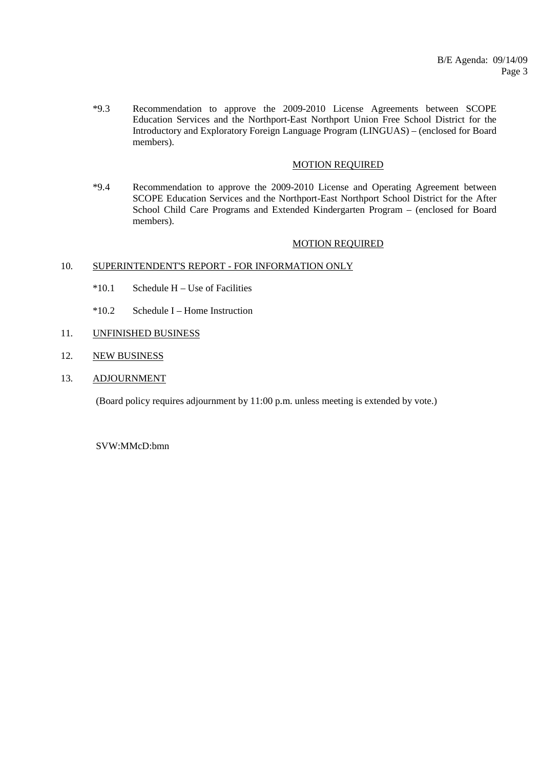*9.3 Recommendation to approve the 2009-2010 License Agreements between SCOPE Education Services and the Northport-East Northport Union Free School District for the Introductory and Exploratory Foreign Language Program (LINGUAS) – (enclosed for Board members).

MOTION REQUIRED

*9.4 Recommendation to approve the 2009-2010 License and Operating Agreement between SCOPE Education Services and the Northport-East Northport School District for the After School Child Care Programs and Extended Kindergarten Program – (enclosed for Board members).

MOTION REQUIRED

10. SUPERINTENDENT'S REPORT - FOR INFORMATION ONLY

*10.1 Schedule H – Use of Facilities

*10.2 Schedule I – Home Instruction

11. UNFINISHED BUSINESS

12. NEW BUSINESS

13. ADJOURNMENT

(Board policy requires adjournment by 11:00 p.m. unless meeting is extended by vote.)

SVW:MMcD:bmn